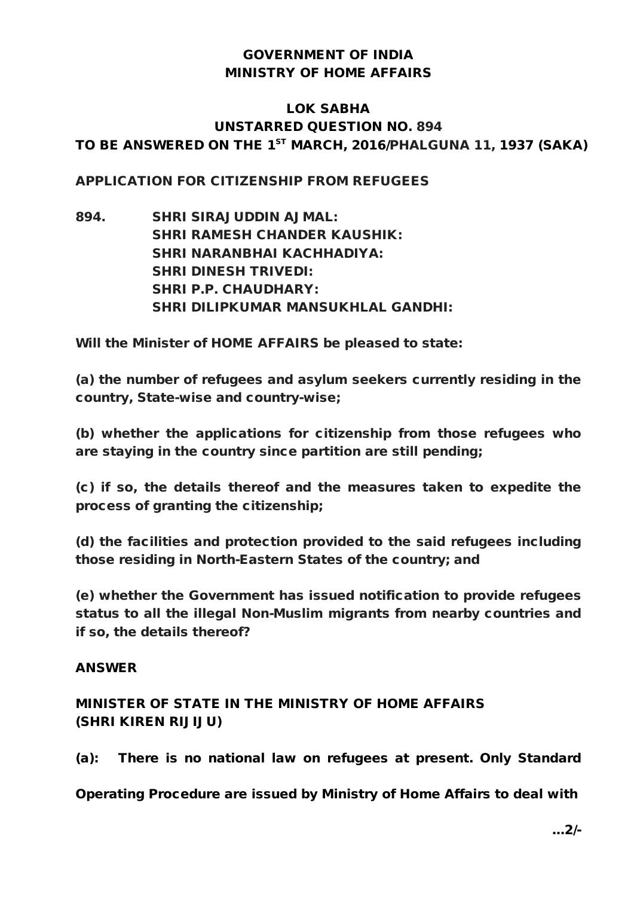# GOVERNMENT OF INDIA
# MINISTRY OF HOME AFFAIRS

## LOK SABHA
## UNSTARRED QUESTION NO. 894
## TO BE ANSWERED ON THE 1ST MARCH, 2016/PHALGUNA 11, 1937 (SAKA)

**APPLICATION FOR CITIZENSHIP FROM REFUGEES**

**894. SHRI SIRAJUDDIN AJMAL:**
**SHRI RAMESH CHANDER KAUSHIK:**
**SHRI NARANBHAI KACHHADIYA:**
**SHRI DINESH TRIVEDI:**
**SHRI P.P. CHAUDHARY:**
**SHRI DILIPKUMAR MANSUKHLAL GANDHI:**

**Will the Minister of HOME AFFAIRS be pleased to state:**

**(a) the number of refugees and asylum seekers currently residing in the country, State-wise and country-wise;**

**(b) whether the applications for citizenship from those refugees who are staying in the country since partition are still pending;**

**(c) if so, the details thereof and the measures taken to expedite the process of granting the citizenship;**

**(d) the facilities and protection provided to the said refugees including those residing in North-Eastern States of the country; and**

**(e) whether the Government has issued notification to provide refugees status to all the illegal Non-Muslim migrants from nearby countries and if so, the details thereof?**

**ANSWER**

**MINISTER OF STATE IN THE MINISTRY OF HOME AFFAIRS**
**(SHRI KIREN RIJIJU)**

**(a): There is no national law on refugees at present. Only Standard Operating Procedure are issued by Ministry of Home Affairs to deal with**

**...2/-**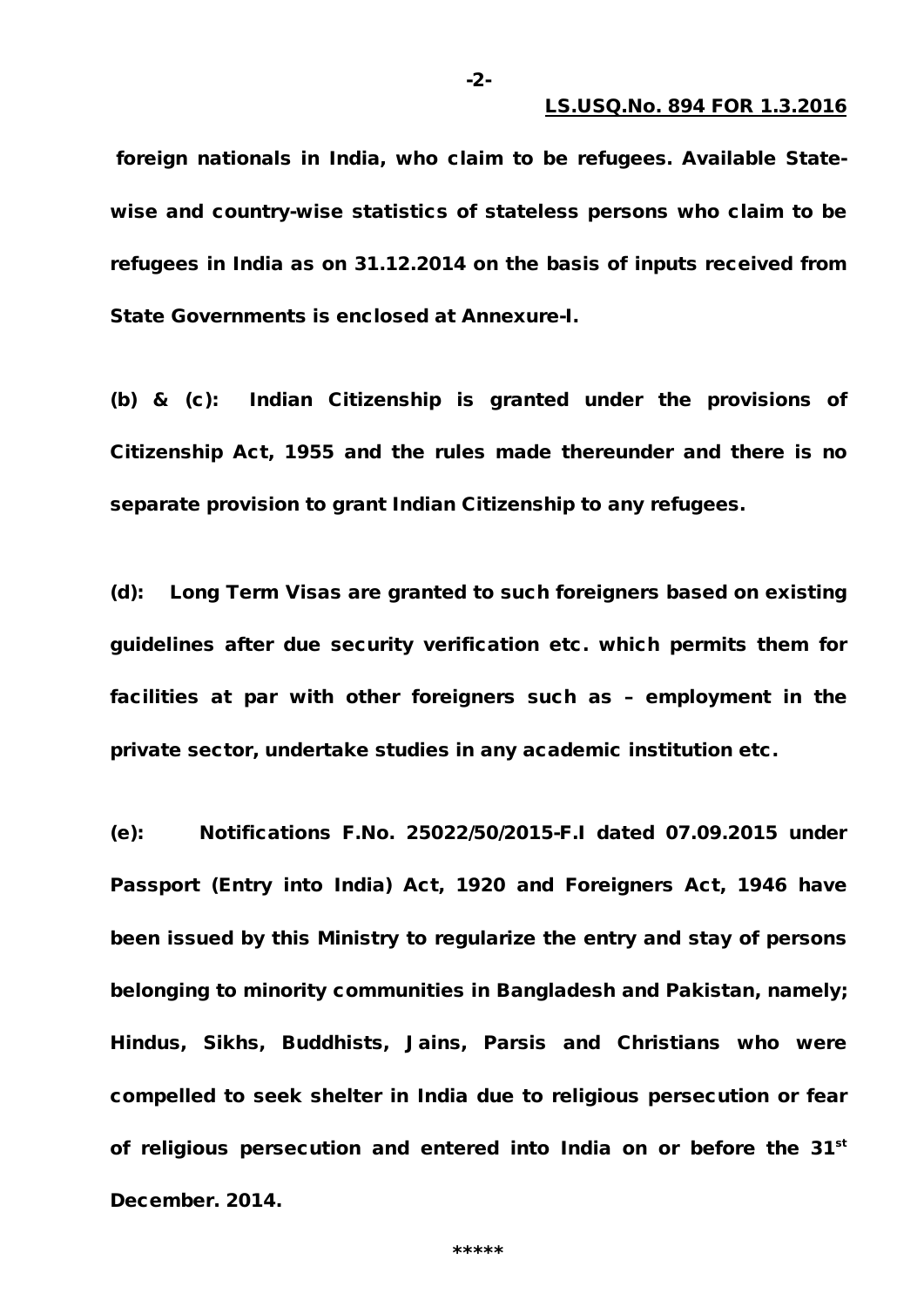**foreign nationals in India, who claim to be refugees. Available State-wise and country-wise statistics of stateless persons who claim to be refugees in India as on 31.12.2014 on the basis of inputs received from State Governments is enclosed at Annexure-I.**

**(b) & (c): Indian Citizenship is granted under the provisions of Citizenship Act, 1955 and the rules made thereunder and there is no separate provision to grant Indian Citizenship to any refugees.**

**(d): Long Term Visas are granted to such foreigners based on existing guidelines after due security verification etc. which permits them for facilities at par with other foreigners such as – employment in the private sector, undertake studies in any academic institution etc.**

**(e): Notifications F.No. 25022/50/2015-F.I dated 07.09.2015 under Passport (Entry into India) Act, 1920 and Foreigners Act, 1946 have been issued by this Ministry to regularize the entry and stay of persons belonging to minority communities in Bangladesh and Pakistan, namely; Hindus, Sikhs, Buddhists, Jains, Parsis and Christians who were compelled to seek shelter in India due to religious persecution or fear of religious persecution and entered into India on or before the 31st December. 2014.**

*****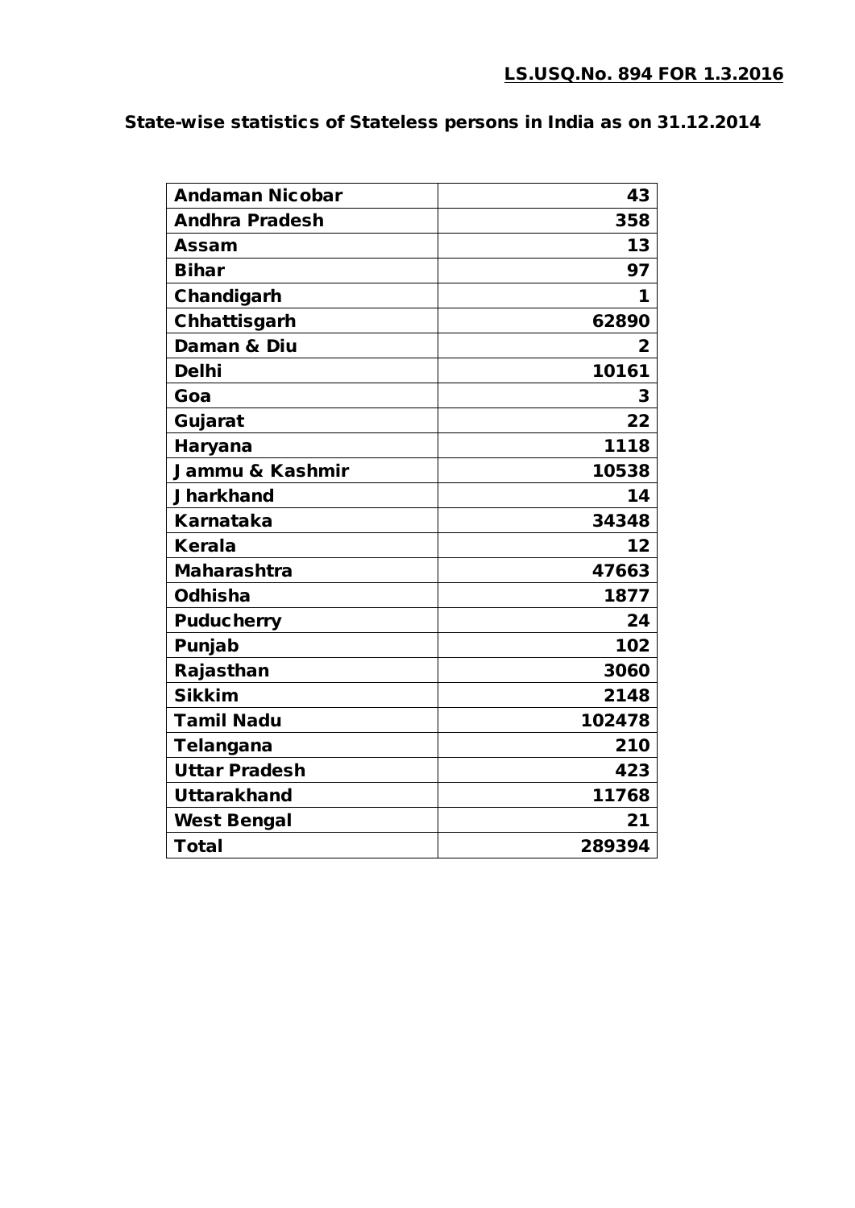**LS.USQ.No. 894 FOR 1.3.2016**

**State-wise statistics of Stateless persons in India as on 31.12.2014**

| | |
|---|---|
| **Andaman Nicobar** | **43** |
| **Andhra Pradesh** | **358** |
| **Assam** | **13** |
| **Bihar** | **97** |
| **Chandigarh** | **1** |
| **Chhattisgarh** | **62890** |
| **Daman & Diu** | **2** |
| **Delhi** | **10161** |
| **Goa** | **3** |
| **Gujarat** | **22** |
| **Haryana** | **1118** |
| **Jammu & Kashmir** | **10538** |
| **Jharkhand** | **14** |
| **Karnataka** | **34348** |
| **Kerala** | **12** |
| **Maharashtra** | **47663** |
| **Odhisha** | **1877** |
| **Puducherry** | **24** |
| **Punjab** | **102** |
| **Rajasthan** | **3060** |
| **Sikkim** | **2148** |
| **Tamil Nadu** | **102478** |
| **Telangana** | **210** |
| **Uttar Pradesh** | **423** |
| **Uttarakhand** | **11768** |
| **West Bengal** | **21** |
| **Total** | **289394** |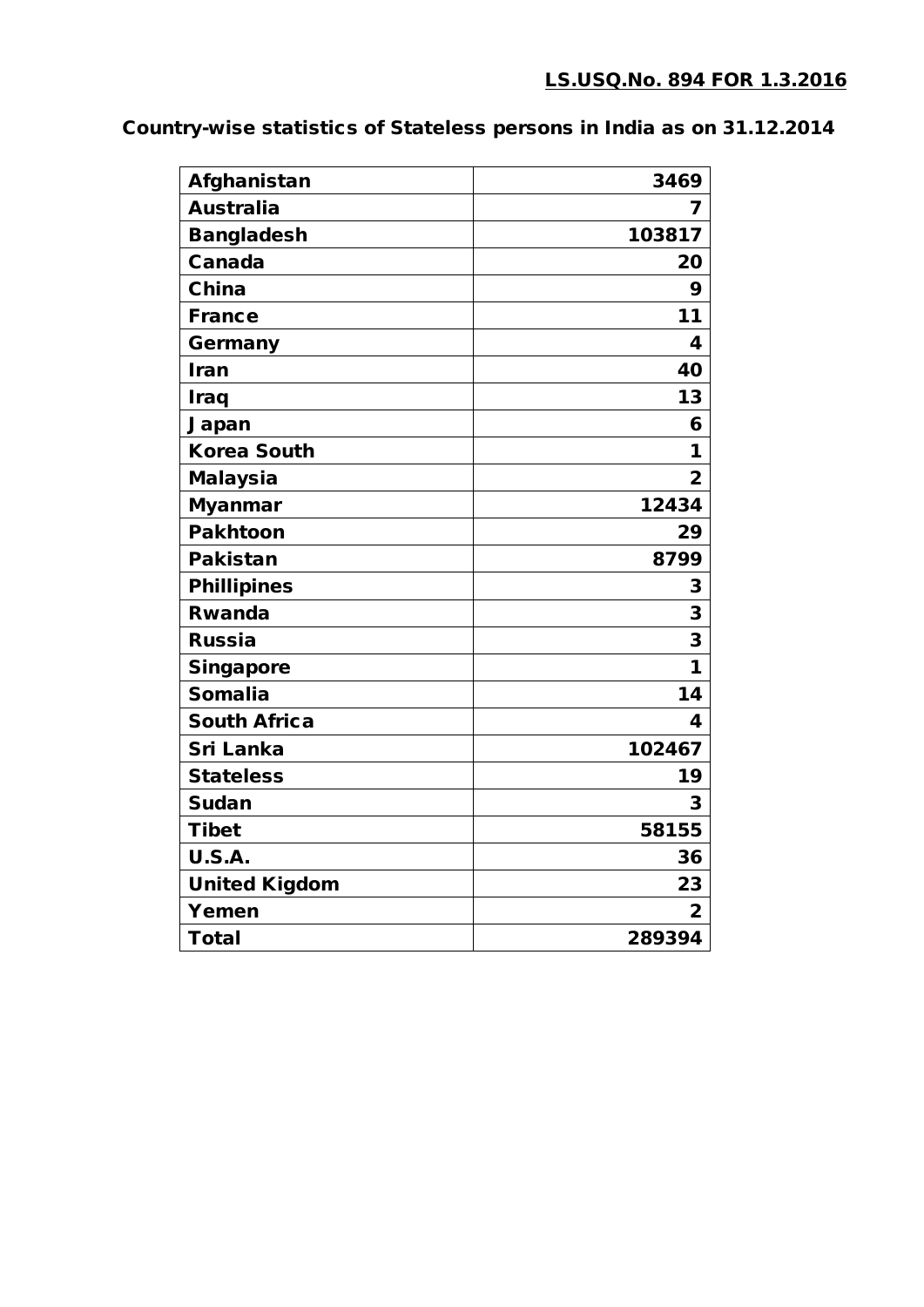**LS.USQ.No. 894 FOR 1.3.2016**

**Country-wise statistics of Stateless persons in India as on 31.12.2014**

| | |
|---|---|
| **Afghanistan** | **3469** |
| **Australia** | **7** |
| **Bangladesh** | **103817** |
| **Canada** | **20** |
| **China** | **9** |
| **France** | **11** |
| **Germany** | **4** |
| **Iran** | **40** |
| **Iraq** | **13** |
| **Japan** | **6** |
| **Korea South** | **1** |
| **Malaysia** | **2** |
| **Myanmar** | **12434** |
| **Pakhtoon** | **29** |
| **Pakistan** | **8799** |
| **Phillipines** | **3** |
| **Rwanda** | **3** |
| **Russia** | **3** |
| **Singapore** | **1** |
| **Somalia** | **14** |
| **South Africa** | **4** |
| **Sri Lanka** | **102467** |
| **Stateless** | **19** |
| **Sudan** | **3** |
| **Tibet** | **58155** |
| **U.S.A.** | **36** |
| **United Kigdom** | **23** |
| **Yemen** | **2** |
| **Total** | **289394** |